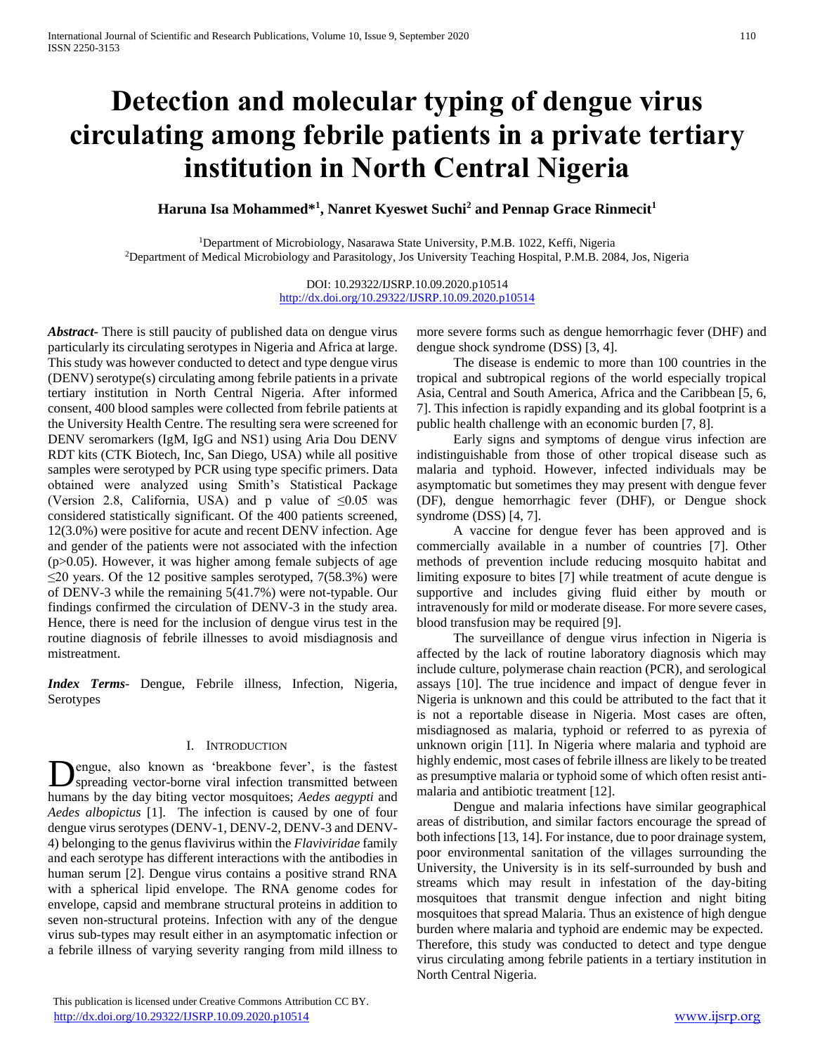# Detection and molecular typing of dengue virus circulating among febrile patients in a private tertiary institution in North Central Nigeria

**Haruna Isa Mohammed*[1], Nanret Kyeswet Suchi[2] and Pennap Grace Rinmecit[1]**

[1]Department of Microbiology, Nasarawa State University, P.M.B. 1022, Keffi, Nigeria
[2]Department of Medical Microbiology and Parasitology, Jos University Teaching Hospital, P.M.B. 2084, Jos, Nigeria

DOI: 10.29322/IJSRP.10.09.2020.p10514
http://dx.doi.org/10.29322/IJSRP.10.09.2020.p10514

***Abstract-*** There is still paucity of published data on dengue virus particularly its circulating serotypes in Nigeria and Africa at large. This study was however conducted to detect and type dengue virus (DENV) serotype(s) circulating among febrile patients in a private tertiary institution in North Central Nigeria. After informed consent, 400 blood samples were collected from febrile patients at the University Health Centre. The resulting sera were screened for DENV seromarkers (IgM, IgG and NS1) using Aria Dou DENV RDT kits (CTK Biotech, Inc, San Diego, USA) while all positive samples were serotyped by PCR using type specific primers. Data obtained were analyzed using Smith's Statistical Package (Version 2.8, California, USA) and p value of ≤0.05 was considered statistically significant. Of the 400 patients screened, 12(3.0%) were positive for acute and recent DENV infection. Age and gender of the patients were not associated with the infection (p>0.05). However, it was higher among female subjects of age ≤20 years. Of the 12 positive samples serotyped, 7(58.3%) were of DENV-3 while the remaining 5(41.7%) were not-typable. Our findings confirmed the circulation of DENV-3 in the study area. Hence, there is need for the inclusion of dengue virus test in the routine diagnosis of febrile illnesses to avoid misdiagnosis and mistreatment.

***Index Terms-*** Dengue, Febrile illness, Infection, Nigeria, Serotypes

## I. Introduction

Dengue, also known as 'breakbone fever', is the fastest spreading vector-borne viral infection transmitted between humans by the day biting vector mosquitoes; *Aedes aegypti* and *Aedes albopictus* [1]. The infection is caused by one of four dengue virus serotypes (DENV-1, DENV-2, DENV-3 and DENV-4) belonging to the genus flavivirus within the *Flaviviridae* family and each serotype has different interactions with the antibodies in human serum [2]. Dengue virus contains a positive strand RNA with a spherical lipid envelope. The RNA genome codes for envelope, capsid and membrane structural proteins in addition to seven non-structural proteins. Infection with any of the dengue virus sub-types may result either in an asymptomatic infection or a febrile illness of varying severity ranging from mild illness to more severe forms such as dengue hemorrhagic fever (DHF) and dengue shock syndrome (DSS) [3, 4].

The disease is endemic to more than 100 countries in the tropical and subtropical regions of the world especially tropical Asia, Central and South America, Africa and the Caribbean [5, 6, 7]. This infection is rapidly expanding and its global footprint is a public health challenge with an economic burden [7, 8].

Early signs and symptoms of dengue virus infection are indistinguishable from those of other tropical disease such as malaria and typhoid. However, infected individuals may be asymptomatic but sometimes they may present with dengue fever (DF), dengue hemorrhagic fever (DHF), or Dengue shock syndrome (DSS) [4, 7].

A vaccine for dengue fever has been approved and is commercially available in a number of countries [7]. Other methods of prevention include reducing mosquito habitat and limiting exposure to bites [7] while treatment of acute dengue is supportive and includes giving fluid either by mouth or intravenously for mild or moderate disease. For more severe cases, blood transfusion may be required [9].

The surveillance of dengue virus infection in Nigeria is affected by the lack of routine laboratory diagnosis which may include culture, polymerase chain reaction (PCR), and serological assays [10]. The true incidence and impact of dengue fever in Nigeria is unknown and this could be attributed to the fact that it is not a reportable disease in Nigeria. Most cases are often, misdiagnosed as malaria, typhoid or referred to as pyrexia of unknown origin [11]. In Nigeria where malaria and typhoid are highly endemic, most cases of febrile illness are likely to be treated as presumptive malaria or typhoid some of which often resist anti-malaria and antibiotic treatment [12].

Dengue and malaria infections have similar geographical areas of distribution, and similar factors encourage the spread of both infections [13, 14]. For instance, due to poor drainage system, poor environmental sanitation of the villages surrounding the University, the University is in its self-surrounded by bush and streams which may result in infestation of the day-biting mosquitoes that transmit dengue infection and night biting mosquitoes that spread Malaria. Thus an existence of high dengue burden where malaria and typhoid are endemic may be expected. Therefore, this study was conducted to detect and type dengue virus circulating among febrile patients in a tertiary institution in North Central Nigeria.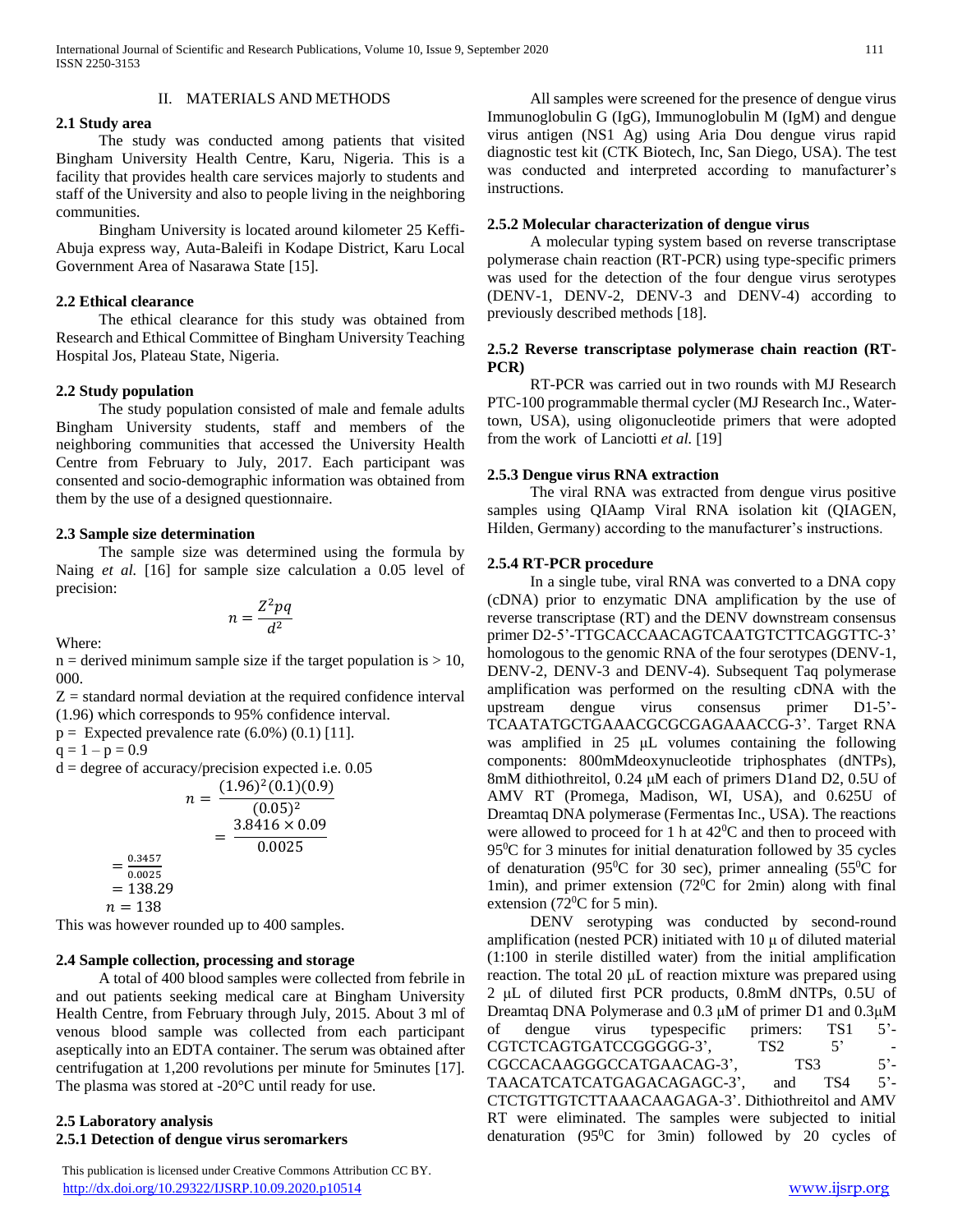## II. MATERIALS AND METHODS

### 2.1 Study area

The study was conducted among patients that visited Bingham University Health Centre, Karu, Nigeria. This is a facility that provides health care services majorly to students and staff of the University and also to people living in the neighboring communities.

Bingham University is located around kilometer 25 Keffi-Abuja express way, Auta-Baleifi in Kodape District, Karu Local Government Area of Nasarawa State [15].

### 2.2 Ethical clearance

The ethical clearance for this study was obtained from Research and Ethical Committee of Bingham University Teaching Hospital Jos, Plateau State, Nigeria.

### 2.2 Study population

The study population consisted of male and female adults Bingham University students, staff and members of the neighboring communities that accessed the University Health Centre from February to July, 2017. Each participant was consented and socio-demographic information was obtained from them by the use of a designed questionnaire.

### 2.3 Sample size determination

The sample size was determined using the formula by Naing *et al.* [16] for sample size calculation a 0.05 level of precision:

$$n = \frac{Z^2pq}{d^2}$$

Where:

n = derived minimum sample size if the target population is > 10, 000.

Z = standard normal deviation at the required confidence interval (1.96) which corresponds to 95% confidence interval.

p = Expected prevalence rate (6.0%) (0.1) [11].

q = 1 – p = 0.9

d = degree of accuracy/precision expected i.e. 0.05

$$n = \frac{(1.96)^2(0.1)(0.9)}{(0.05)^2}$$

$$= \frac{3.8416 \times 0.09}{0.0025}$$

$$= \frac{0.3457}{0.0025}$$

$$= 138.29$$

$$n = 138$$

This was however rounded up to 400 samples.

### 2.4 Sample collection, processing and storage

A total of 400 blood samples were collected from febrile in and out patients seeking medical care at Bingham University Health Centre, from February through July, 2015. About 3 ml of venous blood sample was collected from each participant aseptically into an EDTA container. The serum was obtained after centrifugation at 1,200 revolutions per minute for 5minutes [17]. The plasma was stored at -20°C until ready for use.

### 2.5 Laboratory analysis

### 2.5.1 Detection of dengue virus seromarkers

All samples were screened for the presence of dengue virus Immunoglobulin G (IgG), Immunoglobulin M (IgM) and dengue virus antigen (NS1 Ag) using Aria Dou dengue virus rapid diagnostic test kit (CTK Biotech, Inc, San Diego, USA). The test was conducted and interpreted according to manufacturer's instructions.

### 2.5.2 Molecular characterization of dengue virus

A molecular typing system based on reverse transcriptase polymerase chain reaction (RT-PCR) using type-specific primers was used for the detection of the four dengue virus serotypes (DENV-1, DENV-2, DENV-3 and DENV-4) according to previously described methods [18].

### 2.5.2 Reverse transcriptase polymerase chain reaction (RT-PCR)

RT-PCR was carried out in two rounds with MJ Research PTC-100 programmable thermal cycler (MJ Research Inc., Watertown, USA), using oligonucleotide primers that were adopted from the work of Lanciotti *et al.* [19]

### 2.5.3 Dengue virus RNA extraction

The viral RNA was extracted from dengue virus positive samples using QIAamp Viral RNA isolation kit (QIAGEN, Hilden, Germany) according to the manufacturer's instructions.

### 2.5.4 RT-PCR procedure

In a single tube, viral RNA was converted to a DNA copy (cDNA) prior to enzymatic DNA amplification by the use of reverse transcriptase (RT) and the DENV downstream consensus primer D2-5'-TTGCACCAACAGTCAATGTCTTCAGGTTC-3' homologous to the genomic RNA of the four serotypes (DENV-1, DENV-2, DENV-3 and DENV-4). Subsequent Taq polymerase amplification was performed on the resulting cDNA with the upstream dengue virus consensus primer D1-5'-TCAATATGCTGAAACGCGCGAGAAACCG-3'. Target RNA was amplified in 25 μL volumes containing the following components: 800mMdeoxynucleotide triphosphates (dNTPs), 8mM dithiothreitol, 0.24 μM each of primers D1and D2, 0.5U of AMV RT (Promega, Madison, WI, USA), and 0.625U of Dreamtaq DNA polymerase (Fermentas Inc., USA). The reactions were allowed to proceed for 1 h at 42$^0$C and then to proceed with 95$^0$C for 3 minutes for initial denaturation followed by 35 cycles of denaturation (95$^0$C for 30 sec), primer annealing (55$^0$C for 1min), and primer extension (72$^0$C for 2min) along with final extension (72$^0$C for 5 min).

DENV serotyping was conducted by second-round amplification (nested PCR) initiated with 10 μ of diluted material (1:100 in sterile distilled water) from the initial amplification reaction. The total 20 μL of reaction mixture was prepared using 2 μL of diluted first PCR products, 0.8mM dNTPs, 0.5U of Dreamtaq DNA Polymerase and 0.3 μM of primer D1 and 0.3μM of dengue virus typespecific primers: TS1 5'-CGTCTCAGTGATCCGGGGG-3', TS2 5'-CGCCACAAGGGCCATGAACAG-3', TS3 5'-TAACATCATCATGAGACAGAGC-3', and TS4 5'-CTCTGTTGTCTTAAACAAGAGA-3'. Dithiothreitol and AMV RT were eliminated. The samples were subjected to initial denaturation (95$^0$C for 3min) followed by 20 cycles of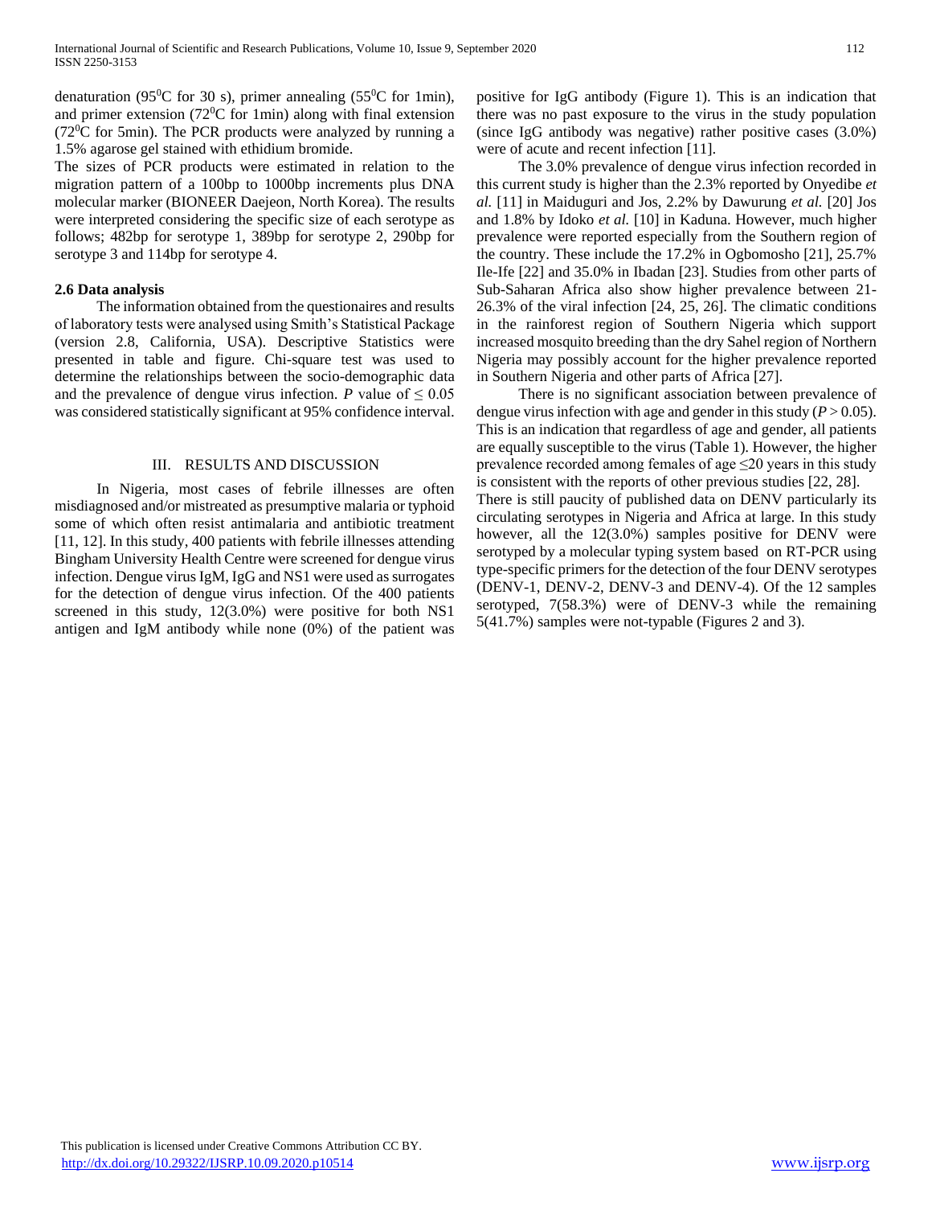denaturation ($95^0$C for 30 s), primer annealing ($55^0$C for 1min), and primer extension ($72^0$C for 1min) along with final extension ($72^0$C for 5min). The PCR products were analyzed by running a 1.5% agarose gel stained with ethidium bromide.

The sizes of PCR products were estimated in relation to the migration pattern of a 100bp to 1000bp increments plus DNA molecular marker (BIONEER Daejeon, North Korea). The results were interpreted considering the specific size of each serotype as follows; 482bp for serotype 1, 389bp for serotype 2, 290bp for serotype 3 and 114bp for serotype 4.

### 2.6 Data analysis

The information obtained from the questionaires and results of laboratory tests were analysed using Smith's Statistical Package (version 2.8, California, USA). Descriptive Statistics were presented in table and figure. Chi-square test was used to determine the relationships between the socio-demographic data and the prevalence of dengue virus infection. $P$ value of $\leq 0.05$ was considered statistically significant at 95% confidence interval.

## III. RESULTS AND DISCUSSION

In Nigeria, most cases of febrile illnesses are often misdiagnosed and/or mistreated as presumptive malaria or typhoid some of which often resist antimalaria and antibiotic treatment [11, 12]. In this study, 400 patients with febrile illnesses attending Bingham University Health Centre were screened for dengue virus infection. Dengue virus IgM, IgG and NS1 were used as surrogates for the detection of dengue virus infection. Of the 400 patients screened in this study, 12(3.0%) were positive for both NS1 antigen and IgM antibody while none (0%) of the patient was positive for IgG antibody (Figure 1). This is an indication that there was no past exposure to the virus in the study population (since IgG antibody was negative) rather positive cases (3.0%) were of acute and recent infection [11].

The 3.0% prevalence of dengue virus infection recorded in this current study is higher than the 2.3% reported by Onyedibe *et al.* [11] in Maiduguri and Jos, 2.2% by Dawurung *et al.* [20] Jos and 1.8% by Idoko *et al.* [10] in Kaduna. However, much higher prevalence were reported especially from the Southern region of the country. These include the 17.2% in Ogbomosho [21], 25.7% Ile-Ife [22] and 35.0% in Ibadan [23]. Studies from other parts of Sub-Saharan Africa also show higher prevalence between 21-26.3% of the viral infection [24, 25, 26]. The climatic conditions in the rainforest region of Southern Nigeria which support increased mosquito breeding than the dry Sahel region of Northern Nigeria may possibly account for the higher prevalence reported in Southern Nigeria and other parts of Africa [27].

There is no significant association between prevalence of dengue virus infection with age and gender in this study ($P > 0.05$). This is an indication that regardless of age and gender, all patients are equally susceptible to the virus (Table 1). However, the higher prevalence recorded among females of age ≤20 years in this study is consistent with the reports of other previous studies [22, 28].

There is still paucity of published data on DENV particularly its circulating serotypes in Nigeria and Africa at large. In this study however, all the 12(3.0%) samples positive for DENV were serotyped by a molecular typing system based on RT-PCR using type-specific primers for the detection of the four DENV serotypes (DENV-1, DENV-2, DENV-3 and DENV-4). Of the 12 samples serotyped, 7(58.3%) were of DENV-3 while the remaining 5(41.7%) samples were not-typable (Figures 2 and 3).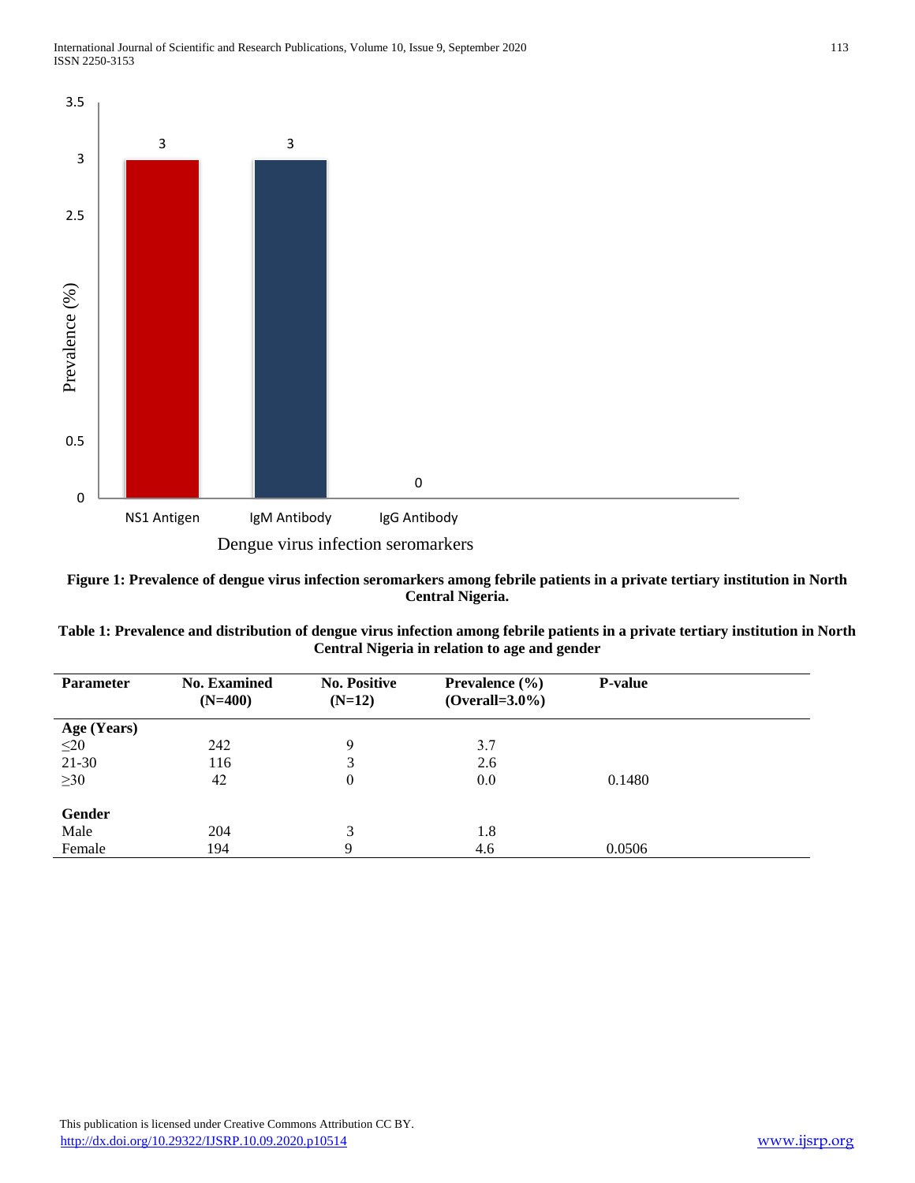3.5

3

2.5

Prevalence (%)

0.5

0

3

3

0

NS1 Antigen

IgM Antibody

IgG Antibody

Dengue virus infection seromarkers

**Figure 1: Prevalence of dengue virus infection seromarkers among febrile patients in a private tertiary institution in North Central Nigeria.**

**Table 1: Prevalence and distribution of dengue virus infection among febrile patients in a private tertiary institution in North Central Nigeria in relation to age and gender**

| Parameter | No. Examined (N=400) | No. Positive (N=12) | Prevalence (%) (Overall=3.0%) | P-value |
|---|---|---|---|---|
| **Age (Years)** | | | | |
| ≤20 | 242 | 9 | 3.7 | |
| 21-30 | 116 | 3 | 2.6 | |
| ≥30 | 42 | 0 | 0.0 | 0.1480 |
| **Gender** | | | | |
| Male | 204 | 3 | 1.8 | |
| Female | 194 | 9 | 4.6 | 0.0506 |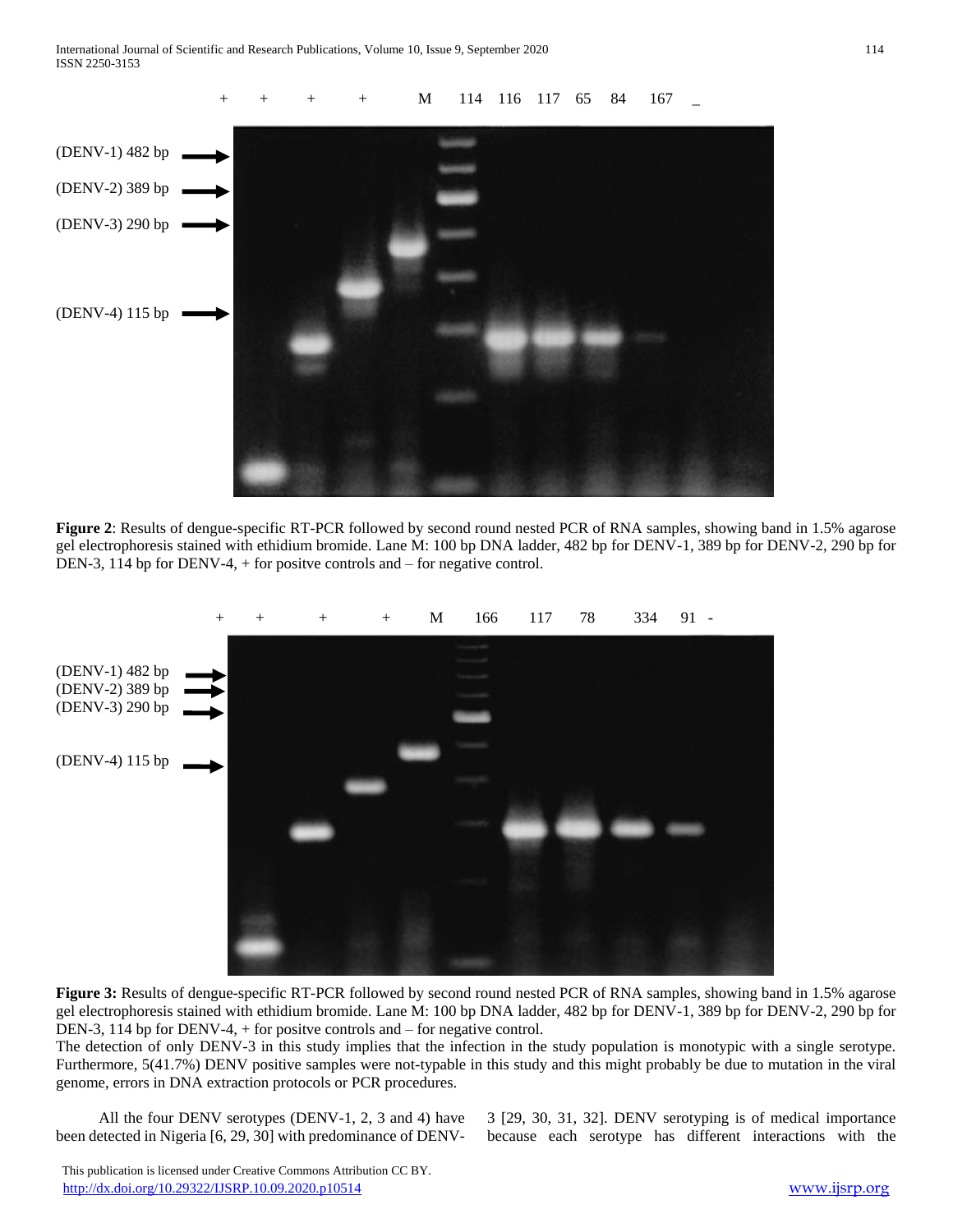\+ + + + M 114 116 117 65 84 167 _

(DENV-1) 482 bp

(DENV-2) 389 bp

(DENV-3) 290 bp

(DENV-4) 115 bp

**Figure 2**: Results of dengue-specific RT-PCR followed by second round nested PCR of RNA samples, showing band in 1.5% agarose gel electrophoresis stained with ethidium bromide. Lane M: 100 bp DNA ladder, 482 bp for DENV-1, 389 bp for DENV-2, 290 bp for DEN-3, 114 bp for DENV-4, + for positve controls and – for negative control.

\+ + + + M 166 117 78 334 91 -

(DENV-1) 482 bp

(DENV-2) 389 bp

(DENV-3) 290 bp

(DENV-4) 115 bp

**Figure 3:** Results of dengue-specific RT-PCR followed by second round nested PCR of RNA samples, showing band in 1.5% agarose gel electrophoresis stained with ethidium bromide. Lane M: 100 bp DNA ladder, 482 bp for DENV-1, 389 bp for DENV-2, 290 bp for DEN-3, 114 bp for DENV-4, + for positve controls and – for negative control.

The detection of only DENV-3 in this study implies that the infection in the study population is monotypic with a single serotype. Furthermore, 5(41.7%) DENV positive samples were not-typable in this study and this might probably be due to mutation in the viral genome, errors in DNA extraction protocols or PCR procedures.

All the four DENV serotypes (DENV-1, 2, 3 and 4) have been detected in Nigeria [6, 29, 30] with predominance of DENV-3 [29, 30, 31, 32]. DENV serotyping is of medical importance because each serotype has different interactions with the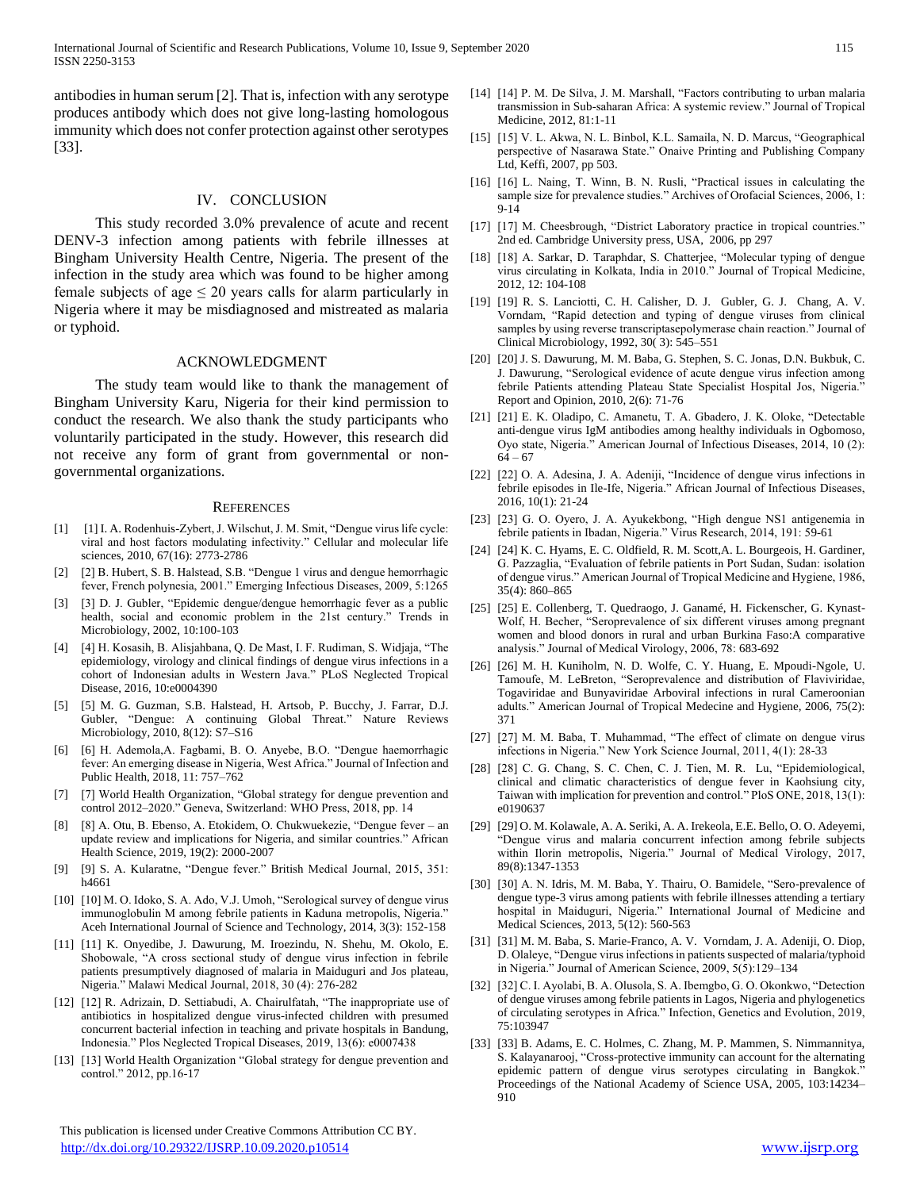antibodies in human serum [2]. That is, infection with any serotype produces antibody which does not give long-lasting homologous immunity which does not confer protection against other serotypes [33].

## IV. CONCLUSION

This study recorded 3.0% prevalence of acute and recent DENV-3 infection among patients with febrile illnesses at Bingham University Health Centre, Nigeria. The present of the infection in the study area which was found to be higher among female subjects of age $\leq 20$ years calls for alarm particularly in Nigeria where it may be misdiagnosed and mistreated as malaria or typhoid.

## ACKNOWLEDGMENT

The study team would like to thank the management of Bingham University Karu, Nigeria for their kind permission to conduct the research. We also thank the study participants who voluntarily participated in the study. However, this research did not receive any form of grant from governmental or non-governmental organizations.

## REFERENCES

[1] [1] I. A. Rodenhuis-Zybert, J. Wilschut, J. M. Smit, "Dengue virus life cycle: viral and host factors modulating infectivity." Cellular and molecular life sciences, 2010, 67(16): 2773-2786

[2] [2] B. Hubert, S. B. Halstead, S.B. "Dengue 1 virus and dengue hemorrhagic fever, French polynesia, 2001." Emerging Infectious Diseases, 2009, 5:1265

[3] [3] D. J. Gubler, "Epidemic dengue/dengue hemorrhagic fever as a public health, social and economic problem in the 21st century." Trends in Microbiology, 2002, 10:100-103

[4] [4] H. Kosasih, B. Alisjahbana, Q. De Mast, I. F. Rudiman, S. Widjaja, "The epidemiology, virology and clinical findings of dengue virus infections in a cohort of Indonesian adults in Western Java." PLoS Neglected Tropical Disease, 2016, 10:e0004390

[5] [5] M. G. Guzman, S.B. Halstead, H. Artsob, P. Bucchy, J. Farrar, D.J. Gubler, "Dengue: A continuing Global Threat." Nature Reviews Microbiology, 2010, 8(12): S7–S16

[6] [6] H. Ademola,A. Fagbami, B. O. Anyebe, B.O. "Dengue haemorrhagic fever: An emerging disease in Nigeria, West Africa." Journal of Infection and Public Health, 2018, 11: 757–762

[7] [7] World Health Organization, "Global strategy for dengue prevention and control 2012–2020." Geneva, Switzerland: WHO Press, 2018, pp. 14

[8] [8] A. Otu, B. Ebenso, A. Etokidem, O. Chukwuekezie, "Dengue fever – an update review and implications for Nigeria, and similar countries." African Health Science, 2019, 19(2): 2000-2007

[9] [9] S. A. Kularatne, "Dengue fever." British Medical Journal, 2015, 351: h4661

[10] [10] M. O. Idoko, S. A. Ado, V.J. Umoh, "Serological survey of dengue virus immunoglobulin M among febrile patients in Kaduna metropolis, Nigeria." Aceh International Journal of Science and Technology, 2014, 3(3): 152-158

[11] [11] K. Onyedibe, J. Dawurung, M. Iroezindu, N. Shehu, M. Okolo, E. Shobowale, "A cross sectional study of dengue virus infection in febrile patients presumptively diagnosed of malaria in Maiduguri and Jos plateau, Nigeria." Malawi Medical Journal, 2018, 30 (4): 276-282

[12] [12] R. Adrizain, D. Settiabudi, A. Chairulfatah, "The inappropriate use of antibiotics in hospitalized dengue virus-infected children with presumed concurrent bacterial infection in teaching and private hospitals in Bandung, Indonesia." Plos Neglected Tropical Diseases, 2019, 13(6): e0007438

[13] [13] World Health Organization "Global strategy for dengue prevention and control." 2012, pp.16-17

[14] [14] P. M. De Silva, J. M. Marshall, "Factors contributing to urban malaria transmission in Sub-saharan Africa: A systemic review." Journal of Tropical Medicine, 2012, 81:1-11

[15] [15] V. L. Akwa, N. L. Binbol, K.L. Samaila, N. D. Marcus, "Geographical perspective of Nasarawa State." Onaive Printing and Publishing Company Ltd, Keffi, 2007, pp 503.

[16] [16] L. Naing, T. Winn, B. N. Rusli, "Practical issues in calculating the sample size for prevalence studies." Archives of Orofacial Sciences, 2006, 1: 9-14

[17] [17] M. Cheesbrough, "District Laboratory practice in tropical countries." 2nd ed. Cambridge University press, USA, 2006, pp 297

[18] [18] A. Sarkar, D. Taraphdar, S. Chatterjee, "Molecular typing of dengue virus circulating in Kolkata, India in 2010." Journal of Tropical Medicine, 2012, 12: 104-108

[19] [19] R. S. Lanciotti, C. H. Calisher, D. J. Gubler, G. J. Chang, A. V. Vorndam, "Rapid detection and typing of dengue viruses from clinical samples by using reverse transcriptasepolymerase chain reaction." Journal of Clinical Microbiology, 1992, 30( 3): 545–551

[20] [20] J. S. Dawurung, M. M. Baba, G. Stephen, S. C. Jonas, D.N. Bukbuk, C. J. Dawurung, "Serological evidence of acute dengue virus infection among febrile Patients attending Plateau State Specialist Hospital Jos, Nigeria." Report and Opinion, 2010, 2(6): 71-76

[21] [21] E. K. Oladipo, C. Amanetu, T. A. Gbadero, J. K. Oloke, "Detectable anti-dengue virus IgM antibodies among healthy individuals in Ogbomoso, Oyo state, Nigeria." American Journal of Infectious Diseases, 2014, 10 (2): 64 – 67

[22] [22] O. A. Adesina, J. A. Adeniji, "Incidence of dengue virus infections in febrile episodes in Ile-Ife, Nigeria." African Journal of Infectious Diseases, 2016, 10(1): 21-24

[23] [23] G. O. Oyero, J. A. Ayukekbong, "High dengue NS1 antigenemia in febrile patients in Ibadan, Nigeria." Virus Research, 2014, 191: 59-61

[24] [24] K. C. Hyams, E. C. Oldfield, R. M. Scott,A. L. Bourgeois, H. Gardiner, G. Pazzaglia, "Evaluation of febrile patients in Port Sudan, Sudan: isolation of dengue virus." American Journal of Tropical Medicine and Hygiene, 1986, 35(4): 860–865

[25] [25] E. Collenberg, T. Quedraogo, J. Ganamé, H. Fickenscher, G. Kynast-Wolf, H. Becher, "Seroprevalence of six different viruses among pregnant women and blood donors in rural and urban Burkina Faso:A comparative analysis." Journal of Medical Virology, 2006, 78: 683-692

[26] [26] M. H. Kuniholm, N. D. Wolfe, C. Y. Huang, E. Mpoudi-Ngole, U. Tamoufe, M. LeBreton, "Seroprevalence and distribution of Flaviviridae, Togaviridae and Bunyaviridae Arboviral infections in rural Cameroonian adults." American Journal of Tropical Medecine and Hygiene, 2006, 75(2): 371

[27] [27] M. M. Baba, T. Muhammad, "The effect of climate on dengue virus infections in Nigeria." New York Science Journal, 2011, 4(1): 28-33

[28] [28] C. G. Chang, S. C. Chen, C. J. Tien, M. R. Lu, "Epidemiological, clinical and climatic characteristics of dengue fever in Kaohsiung city, Taiwan with implication for prevention and control." PloS ONE, 2018, 13(1): e0190637

[29] [29] O. M. Kolawale, A. A. Seriki, A. A. Irekeola, E.E. Bello, O. O. Adeyemi, "Dengue virus and malaria concurrent infection among febrile subjects within Ilorin metropolis, Nigeria." Journal of Medical Virology, 2017, 89(8):1347-1353

[30] [30] A. N. Idris, M. M. Baba, Y. Thairu, O. Bamidele, "Sero-prevalence of dengue type-3 virus among patients with febrile illnesses attending a tertiary hospital in Maiduguri, Nigeria." International Journal of Medicine and Medical Sciences, 2013, 5(12): 560-563

[31] [31] M. M. Baba, S. Marie-Franco, A. V. Vorndam, J. A. Adeniji, O. Diop, D. Olaleye, "Dengue virus infections in patients suspected of malaria/typhoid in Nigeria." Journal of American Science, 2009, 5(5):129–134

[32] [32] C. I. Ayolabi, B. A. Olusola, S. A. Ibemgbo, G. O. Okonkwo, "Detection of dengue viruses among febrile patients in Lagos, Nigeria and phylogenetics of circulating serotypes in Africa." Infection, Genetics and Evolution, 2019, 75:103947

[33] [33] B. Adams, E. C. Holmes, C. Zhang, M. P. Mammen, S. Nimmannitya, S. Kalayanarooj, "Cross-protective immunity can account for the alternating epidemic pattern of dengue virus serotypes circulating in Bangkok." Proceedings of the National Academy of Science USA, 2005, 103:14234–910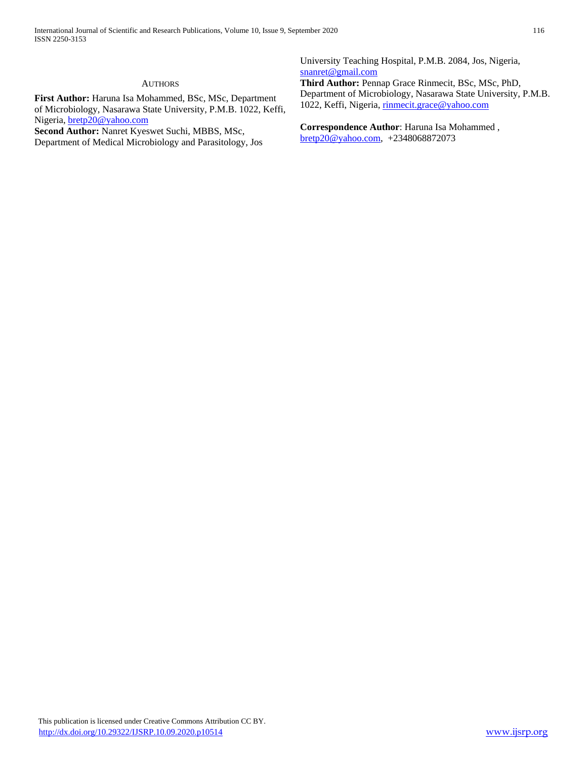## AUTHORS

**First Author:** Haruna Isa Mohammed, BSc, MSc, Department of Microbiology, Nasarawa State University, P.M.B. 1022, Keffi, Nigeria, bretp20@yahoo.com

**Second Author:** Nanret Kyeswet Suchi, MBBS, MSc, Department of Medical Microbiology and Parasitology, Jos University Teaching Hospital, P.M.B. 2084, Jos, Nigeria, snanret@gmail.com

**Third Author:** Pennap Grace Rinmecit, BSc, MSc, PhD, Department of Microbiology, Nasarawa State University, P.M.B. 1022, Keffi, Nigeria, rinmecit.grace@yahoo.com

**Correspondence Author**: Haruna Isa Mohammed , bretp20@yahoo.com, +2348068872073